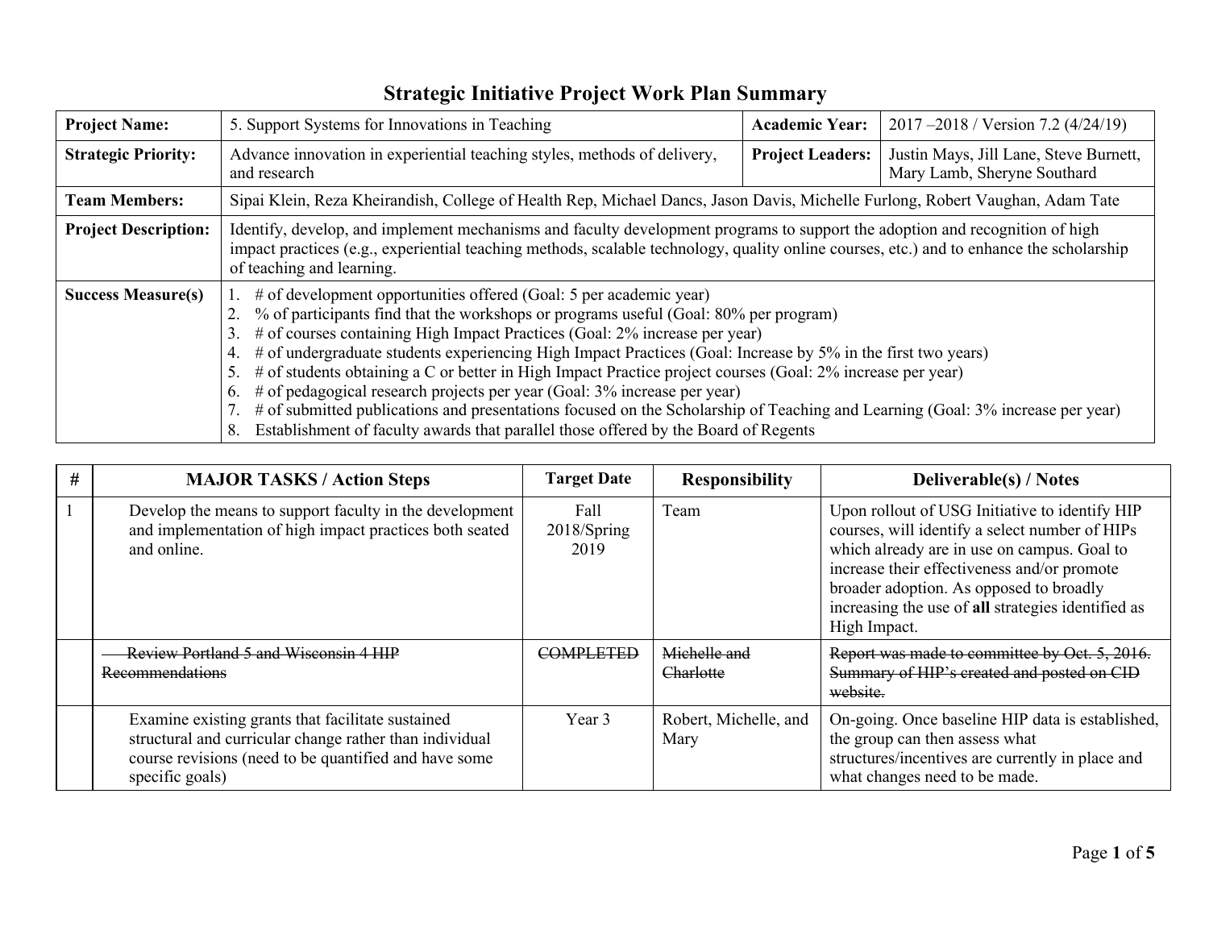# Strategic Initiative Project Work Plan Summary

| **Project Name:** | 5. Support Systems for Innovations in Teaching | **Academic Year:** | 2017 –2018 / Version 7.2 (4/24/19) |
|---|---|---|---|
| **Strategic Priority:** | Advance innovation in experiential teaching styles, methods of delivery, and research | **Project Leaders:** | Justin Mays, Jill Lane, Steve Burnett, Mary Lamb, Sheryne Southard |
| **Team Members:** | Sipai Klein, Reza Kheirandish, College of Health Rep, Michael Dancs, Jason Davis, Michelle Furlong, Robert Vaughan, Adam Tate | | |
| **Project Description:** | Identify, develop, and implement mechanisms and faculty development programs to support the adoption and recognition of high impact practices (e.g., experiential teaching methods, scalable technology, quality online courses, etc.) and to enhance the scholarship of teaching and learning. | | |
| **Success Measure(s)** | 1. # of development opportunities offered (Goal: 5 per academic year)<br>2. % of participants find that the workshops or programs useful (Goal: 80% per program)<br>3. # of courses containing High Impact Practices (Goal: 2% increase per year)<br>4. # of undergraduate students experiencing High Impact Practices (Goal: Increase by 5% in the first two years)<br>5. # of students obtaining a C or better in High Impact Practice project courses (Goal: 2% increase per year)<br>6. # of pedagogical research projects per year (Goal: 3% increase per year)<br>7. # of submitted publications and presentations focused on the Scholarship of Teaching and Learning (Goal: 3% increase per year)<br>8. Establishment of faculty awards that parallel those offered by the Board of Regents | | |

| # | MAJOR TASKS / Action Steps | Target Date | Responsibility | Deliverable(s) / Notes |
|---|---|---|---|---|
| 1 | Develop the means to support faculty in the development and implementation of high impact practices both seated and online. | Fall 2018/Spring 2019 | Team | Upon rollout of USG Initiative to identify HIP courses, will identify a select number of HIPs which already are in use on campus. Goal to increase their effectiveness and/or promote broader adoption. As opposed to broadly increasing the use of **all** strategies identified as High Impact. |
| | ~~Review Portland 5 and Wisconsin 4 HIP Recommendations~~ | ~~COMPLETED~~ | ~~Michelle and Charlotte~~ | ~~Report was made to committee by Oct. 5, 2016. Summary of HIP's created and posted on CID website.~~ |
| | Examine existing grants that facilitate sustained structural and curricular change rather than individual course revisions (need to be quantified and have some specific goals) | Year 3 | Robert, Michelle, and Mary | On-going. Once baseline HIP data is established, the group can then assess what structures/incentives are currently in place and what changes need to be made. |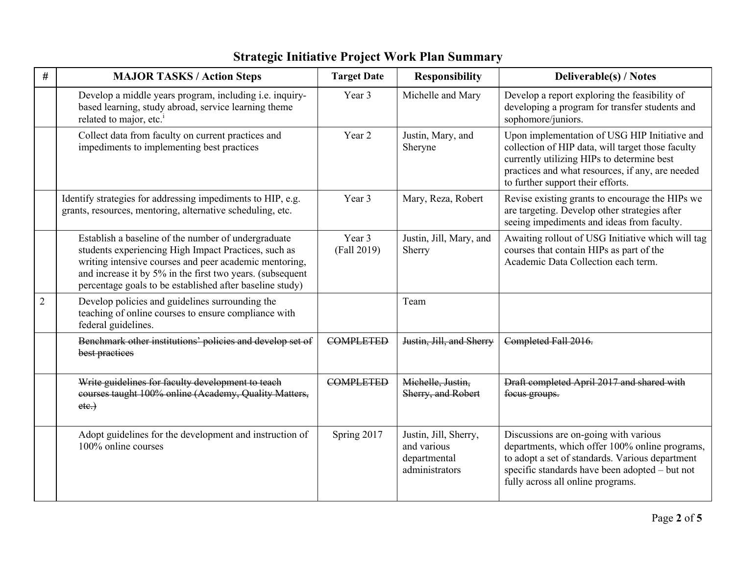# Strategic Initiative Project Work Plan Summary

| # | MAJOR TASKS / Action Steps | Target Date | Responsibility | Deliverable(s) / Notes |
|---|---|---|---|---|
| | Develop a middle years program, including i.e. inquiry-based learning, study abroad, service learning theme related to major, etc.[i] | Year 3 | Michelle and Mary | Develop a report exploring the feasibility of developing a program for transfer students and sophomore/juniors. |
| | Collect data from faculty on current practices and impediments to implementing best practices | Year 2 | Justin, Mary, and Sheryne | Upon implementation of USG HIP Initiative and collection of HIP data, will target those faculty currently utilizing HIPs to determine best practices and what resources, if any, are needed to further support their efforts. |
| | Identify strategies for addressing impediments to HIP, e.g. grants, resources, mentoring, alternative scheduling, etc. | Year 3 | Mary, Reza, Robert | Revise existing grants to encourage the HIPs we are targeting. Develop other strategies after seeing impediments and ideas from faculty. |
| | Establish a baseline of the number of undergraduate students experiencing High Impact Practices, such as writing intensive courses and peer academic mentoring, and increase it by 5% in the first two years. (subsequent percentage goals to be established after baseline study) | Year 3 (Fall 2019) | Justin, Jill, Mary, and Sherry | Awaiting rollout of USG Initiative which will tag courses that contain HIPs as part of the Academic Data Collection each term. |
| 2 | Develop policies and guidelines surrounding the teaching of online courses to ensure compliance with federal guidelines. | | Team | |
| | ~~Benchmark other institutions' policies and develop set of best practices~~ | ~~COMPLETED~~ | ~~Justin, Jill, and Sherry~~ | ~~Completed Fall 2016.~~ |
| | ~~Write guidelines for faculty development to teach courses taught 100% online (Academy, Quality Matters, etc.)~~ | ~~COMPLETED~~ | ~~Michelle, Justin, Sherry, and Robert~~ | ~~Draft completed April 2017 and shared with focus groups.~~ |
| | Adopt guidelines for the development and instruction of 100% online courses | Spring 2017 | Justin, Jill, Sherry, and various departmental administrators | Discussions are on-going with various departments, which offer 100% online programs, to adopt a set of standards. Various department specific standards have been adopted – but not fully across all online programs. |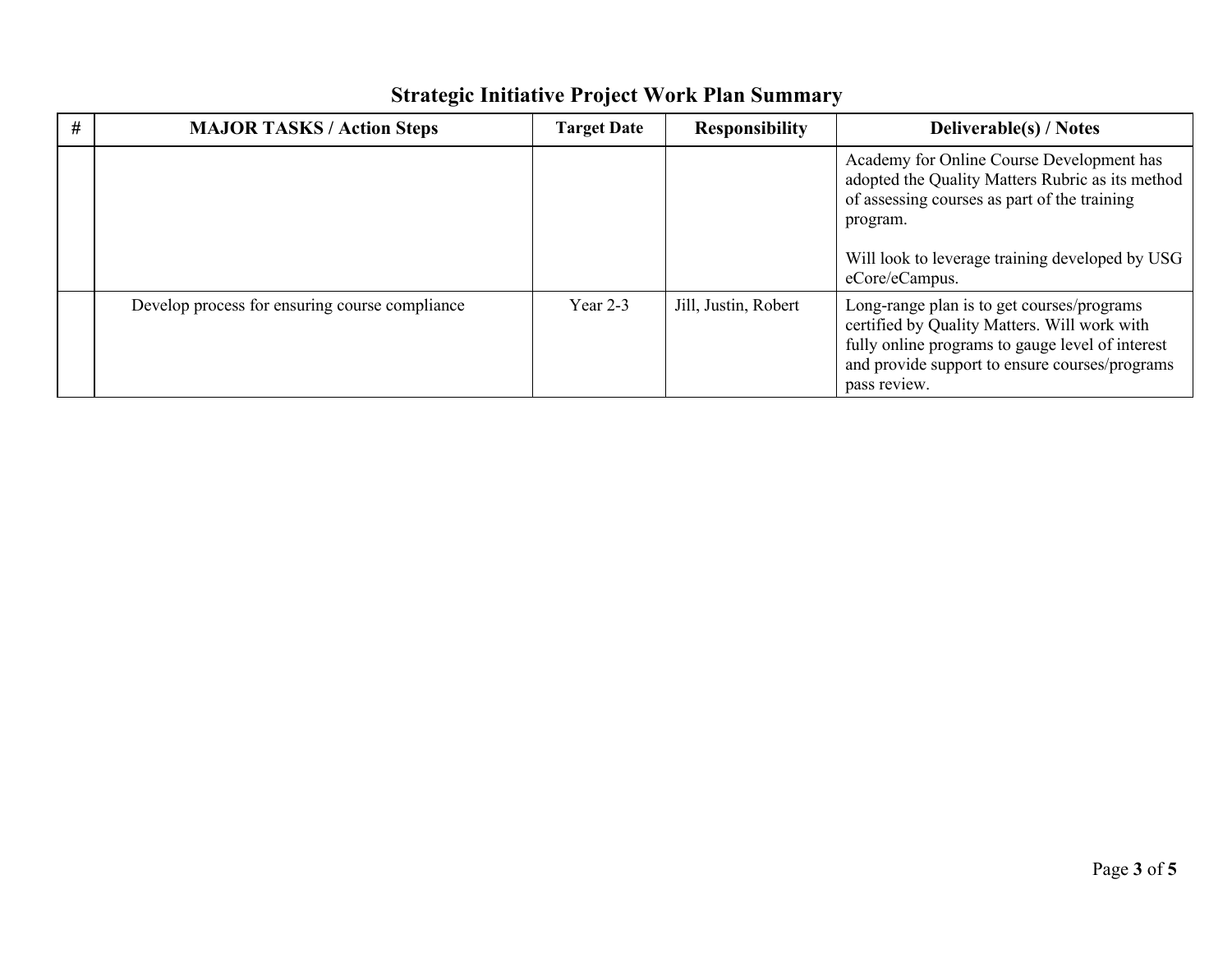## Strategic Initiative Project Work Plan Summary

| # | MAJOR TASKS / Action Steps | Target Date | Responsibility | Deliverable(s) / Notes |
|---|---|---|---|---|
| | | | | Academy for Online Course Development has adopted the Quality Matters Rubric as its method of assessing courses as part of the training program.<br><br>Will look to leverage training developed by USG eCore/eCampus. |
| | Develop process for ensuring course compliance | Year 2-3 | Jill, Justin, Robert | Long-range plan is to get courses/programs certified by Quality Matters. Will work with fully online programs to gauge level of interest and provide support to ensure courses/programs pass review. |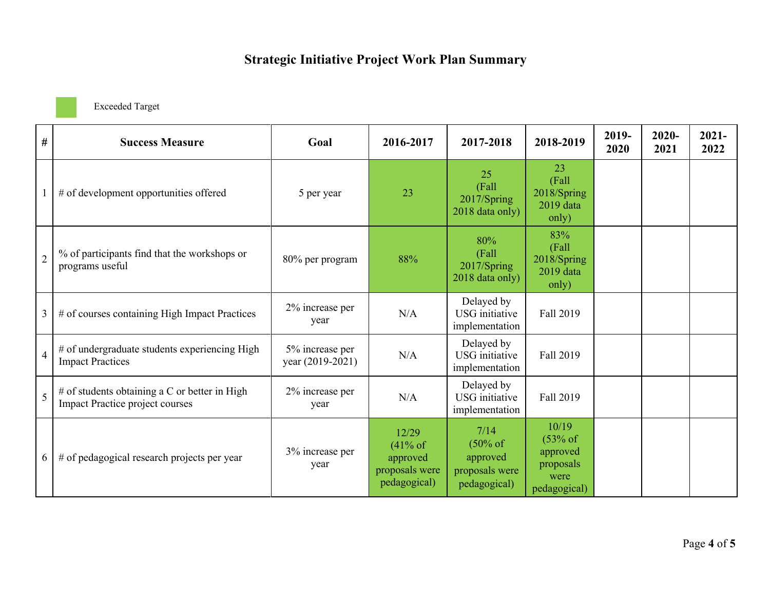# Strategic Initiative Project Work Plan Summary

Exceeded Target

| # | Success Measure | Goal | 2016-2017 | 2017-2018 | 2018-2019 | 2019-2020 | 2020-2021 | 2021-2022 |
|---|---|---|---|---|---|---|---|---|
| 1 | # of development opportunities offered | 5 per year | 23 | 25 (Fall 2017/Spring 2018 data only) | 23 (Fall 2018/Spring 2019 data only) | | | |
| 2 | % of participants find that the workshops or programs useful | 80% per program | 88% | 80% (Fall 2017/Spring 2018 data only) | 83% (Fall 2018/Spring 2019 data only) | | | |
| 3 | # of courses containing High Impact Practices | 2% increase per year | N/A | Delayed by USG initiative implementation | Fall 2019 | | | |
| 4 | # of undergraduate students experiencing High Impact Practices | 5% increase per year (2019-2021) | N/A | Delayed by USG initiative implementation | Fall 2019 | | | |
| 5 | # of students obtaining a C or better in High Impact Practice project courses | 2% increase per year | N/A | Delayed by USG initiative implementation | Fall 2019 | | | |
| 6 | # of pedagogical research projects per year | 3% increase per year | 12/29 (41% of approved proposals were pedagogical) | 7/14 (50% of approved proposals were pedagogical) | 10/19 (53% of approved proposals were pedagogical) | | | |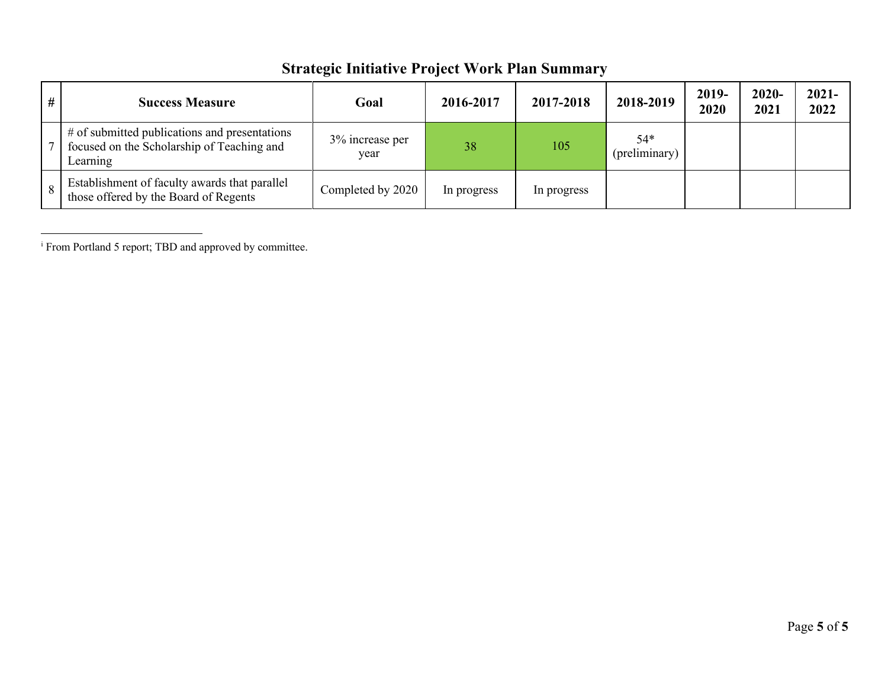## Strategic Initiative Project Work Plan Summary

| # | Success Measure | Goal | 2016-2017 | 2017-2018 | 2018-2019 | 2019-2020 | 2020-2021 | 2021-2022 |
|---|---|---|---|---|---|---|---|---|
| 7 | # of submitted publications and presentations focused on the Scholarship of Teaching and Learning | 3% increase per year | 38 | 105 | 54* (preliminary) | | | |
| 8 | Establishment of faculty awards that parallel those offered by the Board of Regents | Completed by 2020 | In progress | In progress | | | | |

---

[i] From Portland 5 report; TBD and approved by committee.